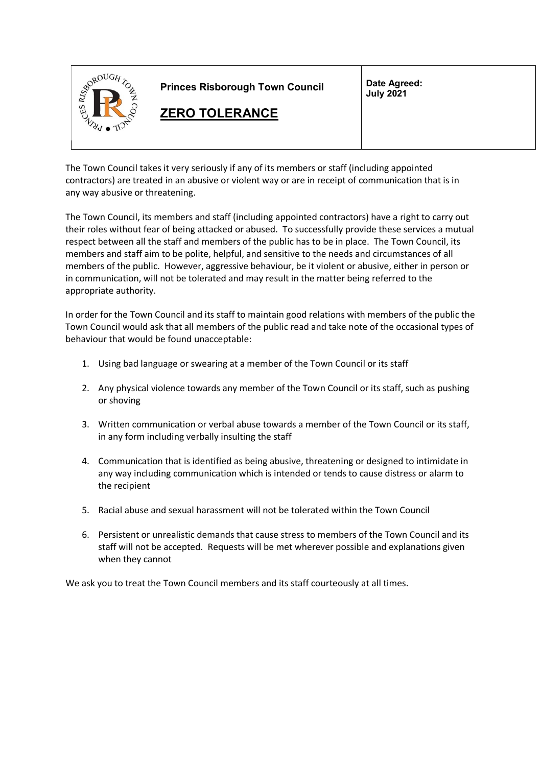| Princes Risborough Town Council<br><br>**ZERO TOLERANCE** | **Date Agreed:**<br>**July 2021** |
| --- | --- |

The Town Council takes it very seriously if any of its members or staff (including appointed contractors) are treated in an abusive or violent way or are in receipt of communication that is in any way abusive or threatening.

The Town Council, its members and staff (including appointed contractors) have a right to carry out their roles without fear of being attacked or abused. To successfully provide these services a mutual respect between all the staff and members of the public has to be in place. The Town Council, its members and staff aim to be polite, helpful, and sensitive to the needs and circumstances of all members of the public. However, aggressive behaviour, be it violent or abusive, either in person or in communication, will not be tolerated and may result in the matter being referred to the appropriate authority.

In order for the Town Council and its staff to maintain good relations with members of the public the Town Council would ask that all members of the public read and take note of the occasional types of behaviour that would be found unacceptable:

1. Using bad language or swearing at a member of the Town Council or its staff
2. Any physical violence towards any member of the Town Council or its staff, such as pushing or shoving
3. Written communication or verbal abuse towards a member of the Town Council or its staff, in any form including verbally insulting the staff
4. Communication that is identified as being abusive, threatening or designed to intimidate in any way including communication which is intended or tends to cause distress or alarm to the recipient
5. Racial abuse and sexual harassment will not be tolerated within the Town Council
6. Persistent or unrealistic demands that cause stress to members of the Town Council and its staff will not be accepted. Requests will be met wherever possible and explanations given when they cannot

We ask you to treat the Town Council members and its staff courteously at all times.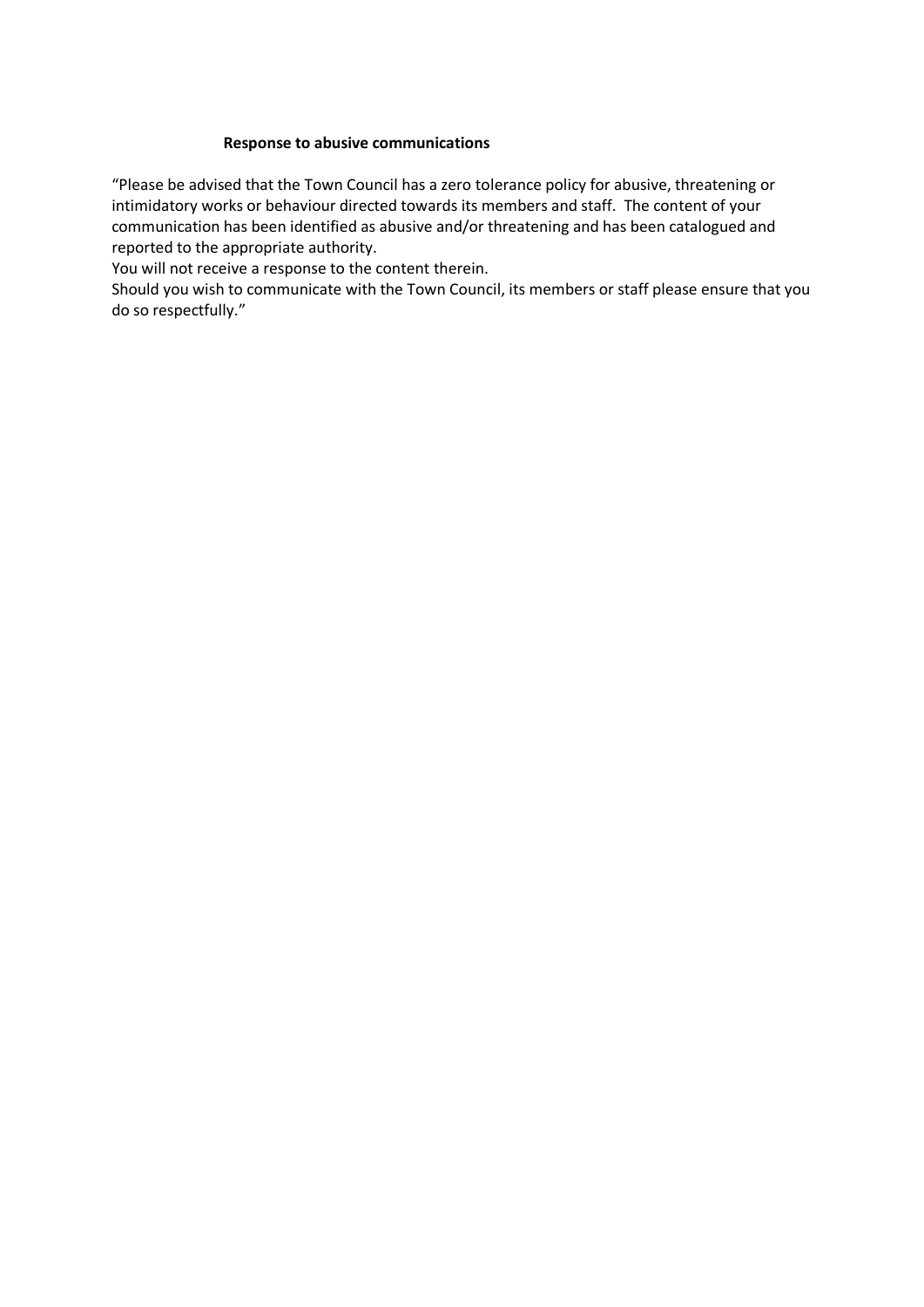**Response to abusive communications**

"Please be advised that the Town Council has a zero tolerance policy for abusive, threatening or intimidatory works or behaviour directed towards its members and staff. The content of your communication has been identified as abusive and/or threatening and has been catalogued and reported to the appropriate authority.

You will not receive a response to the content therein.

Should you wish to communicate with the Town Council, its members or staff please ensure that you do so respectfully."